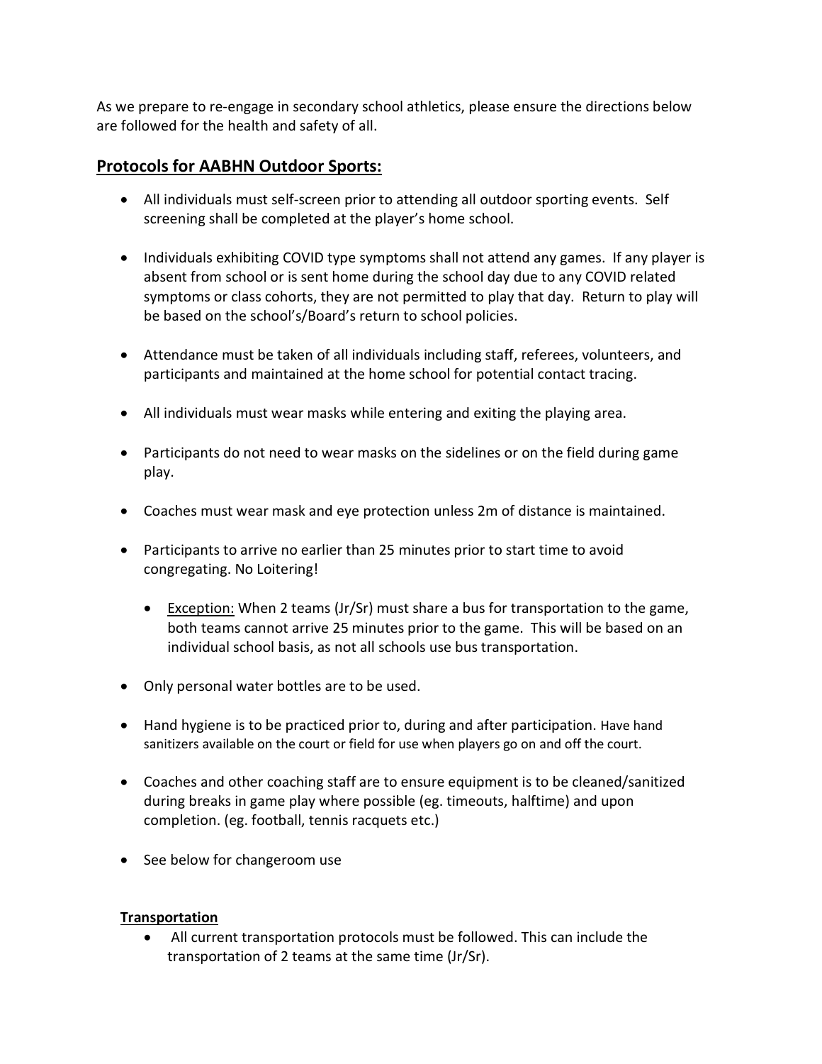As we prepare to re-engage in secondary school athletics, please ensure the directions below are followed for the health and safety of all.

## Protocols for AABHN Outdoor Sports:

- All individuals must self-screen prior to attending all outdoor sporting events. Self screening shall be completed at the player's home school.

- Individuals exhibiting COVID type symptoms shall not attend any games. If any player is absent from school or is sent home during the school day due to any COVID related symptoms or class cohorts, they are not permitted to play that day. Return to play will be based on the school's/Board's return to school policies.

- Attendance must be taken of all individuals including staff, referees, volunteers, and participants and maintained at the home school for potential contact tracing.

- All individuals must wear masks while entering and exiting the playing area.

- Participants do not need to wear masks on the sidelines or on the field during game play.

- Coaches must wear mask and eye protection unless 2m of distance is maintained.

- Participants to arrive no earlier than 25 minutes prior to start time to avoid congregating. No Loitering!

  - Exception: When 2 teams (Jr/Sr) must share a bus for transportation to the game, both teams cannot arrive 25 minutes prior to the game. This will be based on an individual school basis, as not all schools use bus transportation.

- Only personal water bottles are to be used.

- Hand hygiene is to be practiced prior to, during and after participation. Have hand sanitizers available on the court or field for use when players go on and off the court.

- Coaches and other coaching staff are to ensure equipment is to be cleaned/sanitized during breaks in game play where possible (eg. timeouts, halftime) and upon completion. (eg. football, tennis racquets etc.)

- See below for changeroom use

### Transportation

- All current transportation protocols must be followed. This can include the transportation of 2 teams at the same time (Jr/Sr).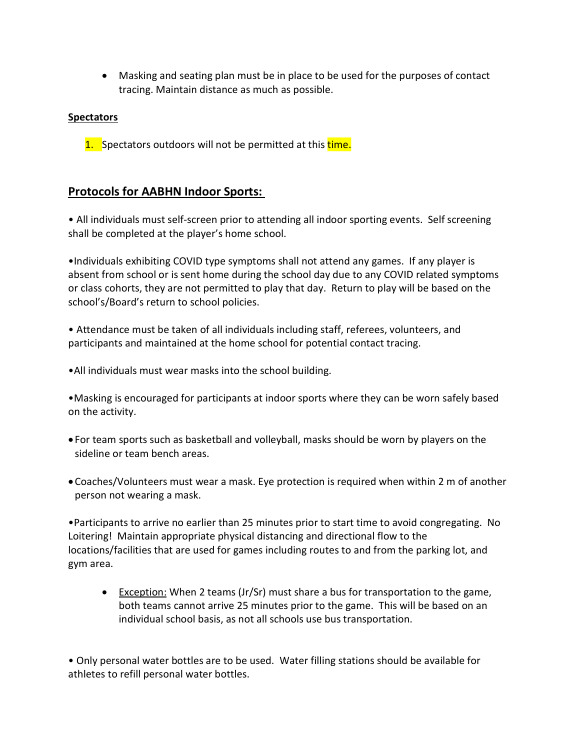- Masking and seating plan must be in place to be used for the purposes of contact tracing. Maintain distance as much as possible.

**Spectators**

1. Spectators outdoors will not be permitted at this time.

## Protocols for AABHN Indoor Sports:

• All individuals must self-screen prior to attending all indoor sporting events. Self screening shall be completed at the player's home school.

•Individuals exhibiting COVID type symptoms shall not attend any games. If any player is absent from school or is sent home during the school day due to any COVID related symptoms or class cohorts, they are not permitted to play that day. Return to play will be based on the school's/Board's return to school policies.

• Attendance must be taken of all individuals including staff, referees, volunteers, and participants and maintained at the home school for potential contact tracing.

•All individuals must wear masks into the school building.

•Masking is encouraged for participants at indoor sports where they can be worn safely based on the activity.

- For team sports such as basketball and volleyball, masks should be worn by players on the sideline or team bench areas.

- Coaches/Volunteers must wear a mask. Eye protection is required when within 2 m of another person not wearing a mask.

•Participants to arrive no earlier than 25 minutes prior to start time to avoid congregating. No Loitering! Maintain appropriate physical distancing and directional flow to the locations/facilities that are used for games including routes to and from the parking lot, and gym area.

- Exception: When 2 teams (Jr/Sr) must share a bus for transportation to the game, both teams cannot arrive 25 minutes prior to the game. This will be based on an individual school basis, as not all schools use bus transportation.

• Only personal water bottles are to be used. Water filling stations should be available for athletes to refill personal water bottles.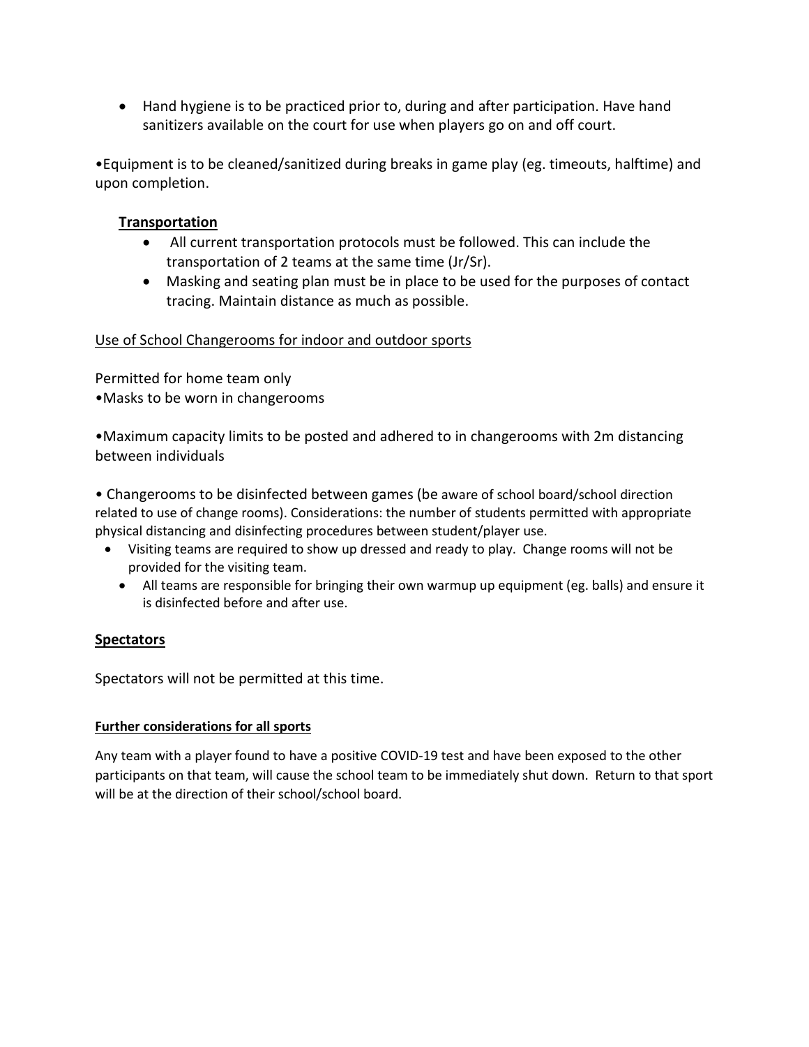- Hand hygiene is to be practiced prior to, during and after participation. Have hand sanitizers available on the court for use when players go on and off court.

•Equipment is to be cleaned/sanitized during breaks in game play (eg. timeouts, halftime) and upon completion.

**Transportation**

- All current transportation protocols must be followed. This can include the transportation of 2 teams at the same time (Jr/Sr).
- Masking and seating plan must be in place to be used for the purposes of contact tracing. Maintain distance as much as possible.

Use of School Changerooms for indoor and outdoor sports

Permitted for home team only

•Masks to be worn in changerooms

•Maximum capacity limits to be posted and adhered to in changerooms with 2m distancing between individuals

• Changerooms to be disinfected between games (be aware of school board/school direction related to use of change rooms). Considerations: the number of students permitted with appropriate physical distancing and disinfecting procedures between student/player use.

- Visiting teams are required to show up dressed and ready to play. Change rooms will not be provided for the visiting team.
- All teams are responsible for bringing their own warmup up equipment (eg. balls) and ensure it is disinfected before and after use.

**Spectators**

Spectators will not be permitted at this time.

**Further considerations for all sports**

Any team with a player found to have a positive COVID-19 test and have been exposed to the other participants on that team, will cause the school team to be immediately shut down. Return to that sport will be at the direction of their school/school board.